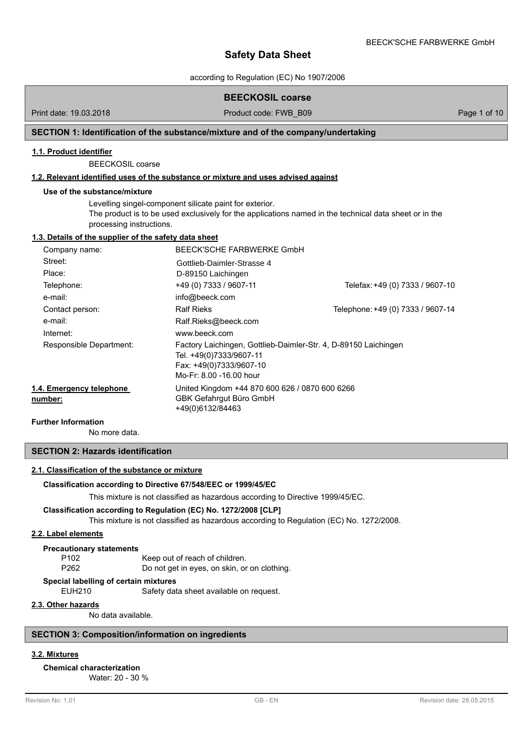# Safety Data Sheet

according to Regulation (EC) No 1907/2006

**BEECKOSIL coarse**

Print date: 19.03.2018 | Product code: FWB_B09

## SECTION 1: Identification of the substance/mixture and of the company/undertaking

### 1.1. Product identifier

BEECKOSIL coarse

### 1.2. Relevant identified uses of the substance or mixture and uses advised against

**Use of the substance/mixture**

Levelling singel-component silicate paint for exterior.
The product is to be used exclusively for the applications named in the technical data sheet or in the processing instructions.

### 1.3. Details of the supplier of the safety data sheet

| | | |
|---|---|---|
| Company name: | BEECK'SCHE FARBWERKE GmbH | |
| Street: | Gottlieb-Daimler-Strasse 4 | |
| Place: | D-89150 Laichingen | |
| Telephone: | +49 (0) 7333 / 9607-11 | Telefax: +49 (0) 7333 / 9607-10 |
| e-mail: | info@beeck.com | |
| Contact person: | Ralf Rieks | Telephone: +49 (0) 7333 / 9607-14 |
| e-mail: | Ralf.Rieks@beeck.com | |
| Internet: | www.beeck.com | |
| Responsible Department: | Factory Laichingen, Gottlieb-Daimler-Str. 4, D-89150 Laichingen<br>Tel. +49(0)7333/9607-11<br>Fax: +49(0)7333/9607-10<br>Mo-Fr: 8.00 -16.00 hour | |

### 1.4. Emergency telephone number:

United Kingdom +44 870 600 626 / 0870 600 6266
GBK Gefahrgut Büro GmbH
+49(0)6132/84463

**Further Information**

No more data.

## SECTION 2: Hazards identification

### 2.1. Classification of the substance or mixture

**Classification according to Directive 67/548/EEC or 1999/45/EC**

This mixture is not classified as hazardous according to Directive 1999/45/EC.

**Classification according to Regulation (EC) No. 1272/2008 [CLP]**

This mixture is not classified as hazardous according to Regulation (EC) No. 1272/2008.

### 2.2. Label elements

**Precautionary statements**

| | |
|---|---|
| P102 | Keep out of reach of children. |
| P262 | Do not get in eyes, on skin, or on clothing. |

**Special labelling of certain mixtures**

| | |
|---|---|
| EUH210 | Safety data sheet available on request. |

### 2.3. Other hazards

No data available.

## SECTION 3: Composition/information on ingredients

### 3.2. Mixtures

**Chemical characterization**

Water: 20 - 30 %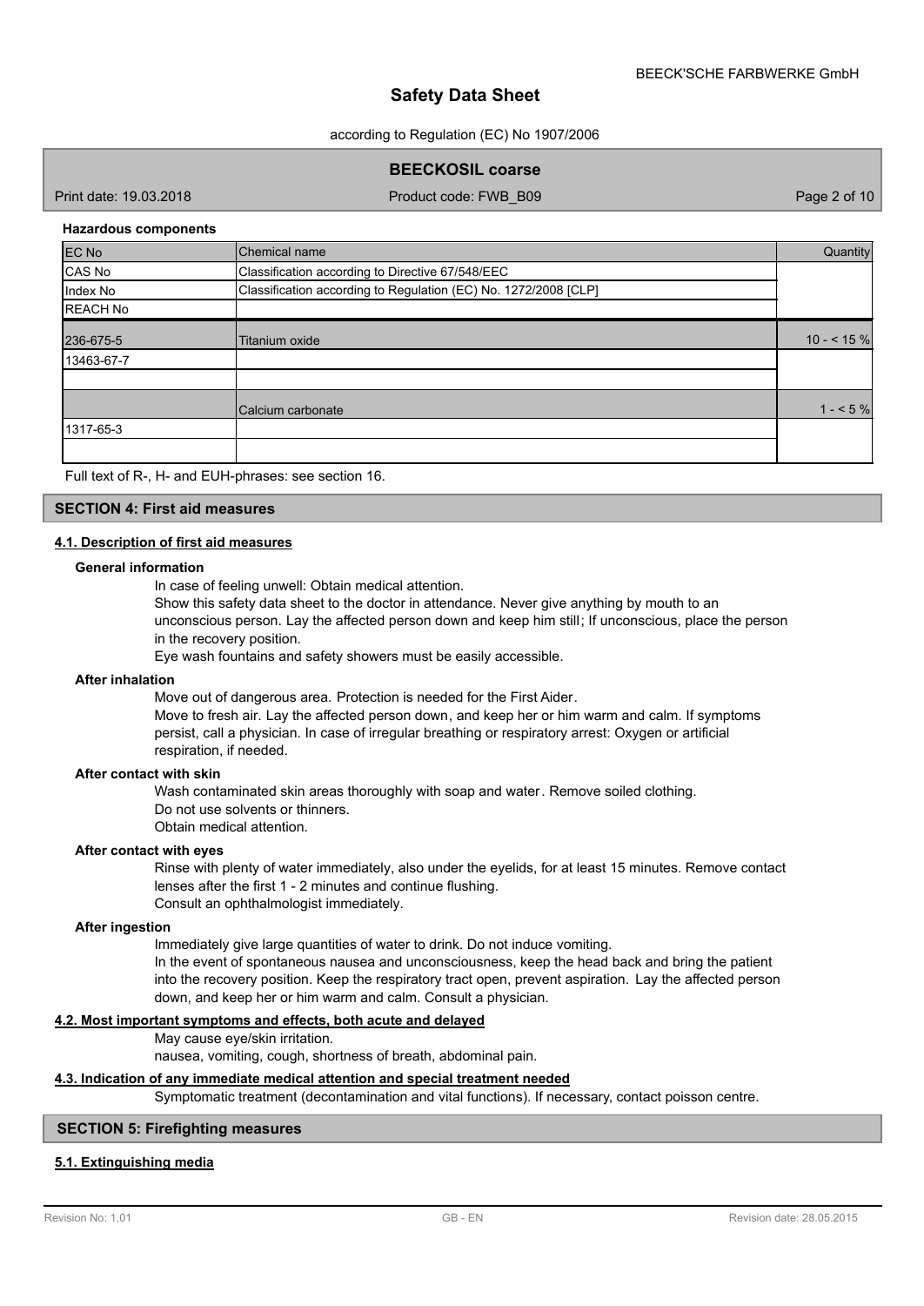**Hazardous components**

| EC No | Chemical name | Quantity |
|---|---|---|
| CAS No | Classification according to Directive 67/548/EEC | |
| Index No | Classification according to Regulation (EC) No. 1272/2008 [CLP] | |
| REACH No | | |
| 236-675-5 | Titanium oxide | 10 - < 15 % |
| 13463-67-7 | | |
| | | |
| | | |
| | Calcium carbonate | 1 - < 5 % |
| 1317-65-3 | | |
| | | |

Full text of R-, H- and EUH-phrases: see section 16.

## SECTION 4: First aid measures

### 4.1. Description of first aid measures

**General information**

In case of feeling unwell: Obtain medical attention.
Show this safety data sheet to the doctor in attendance. Never give anything by mouth to an unconscious person. Lay the affected person down and keep him still; If unconscious, place the person in the recovery position.
Eye wash fountains and safety showers must be easily accessible.

**After inhalation**

Move out of dangerous area. Protection is needed for the First Aider.
Move to fresh air. Lay the affected person down, and keep her or him warm and calm. If symptoms persist, call a physician. In case of irregular breathing or respiratory arrest: Oxygen or artificial respiration, if needed.

**After contact with skin**

Wash contaminated skin areas thoroughly with soap and water. Remove soiled clothing.
Do not use solvents or thinners.
Obtain medical attention.

**After contact with eyes**

Rinse with plenty of water immediately, also under the eyelids, for at least 15 minutes. Remove contact lenses after the first 1 - 2 minutes and continue flushing.
Consult an ophthalmologist immediately.

**After ingestion**

Immediately give large quantities of water to drink. Do not induce vomiting.
In the event of spontaneous nausea and unconsciousness, keep the head back and bring the patient into the recovery position. Keep the respiratory tract open, prevent aspiration. Lay the affected person down, and keep her or him warm and calm. Consult a physician.

### 4.2. Most important symptoms and effects, both acute and delayed

May cause eye/skin irritation.
nausea, vomiting, cough, shortness of breath, abdominal pain.

### 4.3. Indication of any immediate medical attention and special treatment needed

Symptomatic treatment (decontamination and vital functions). If necessary, contact poisson centre.

## SECTION 5: Firefighting measures

### 5.1. Extinguishing media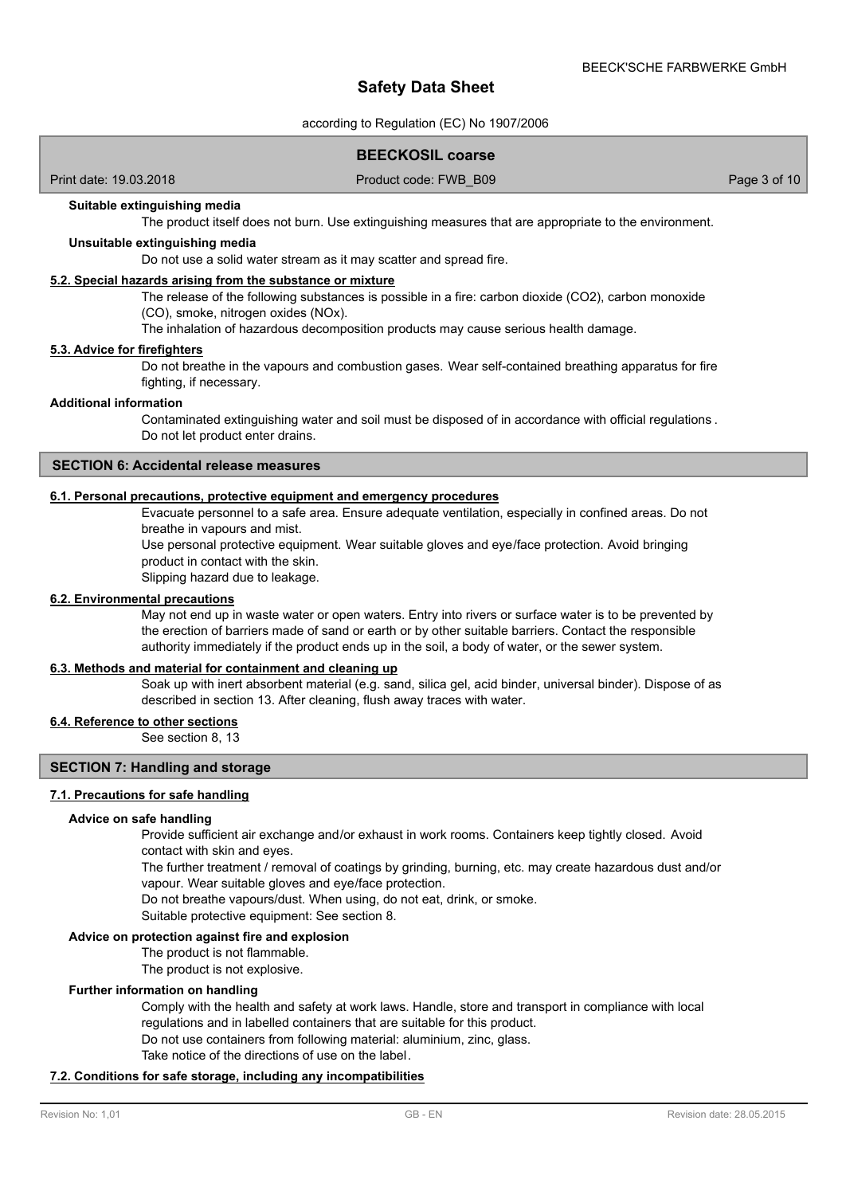#### Suitable extinguishing media

The product itself does not burn. Use extinguishing measures that are appropriate to the environment.

#### Unsuitable extinguishing media

Do not use a solid water stream as it may scatter and spread fire.

### 5.2. Special hazards arising from the substance or mixture

The release of the following substances is possible in a fire: carbon dioxide ($CO_2$), carbon monoxide (CO), smoke, nitrogen oxides ($NO_x$).

The inhalation of hazardous decomposition products may cause serious health damage.

### 5.3. Advice for firefighters

Do not breathe in the vapours and combustion gases. Wear self-contained breathing apparatus for fire fighting, if necessary.

#### Additional information

Contaminated extinguishing water and soil must be disposed of in accordance with official regulations. Do not let product enter drains.

## SECTION 6: Accidental release measures

### 6.1. Personal precautions, protective equipment and emergency procedures

Evacuate personnel to a safe area. Ensure adequate ventilation, especially in confined areas. Do not breathe in vapours and mist.

Use personal protective equipment. Wear suitable gloves and eye/face protection. Avoid bringing product in contact with the skin.

Slipping hazard due to leakage.

### 6.2. Environmental precautions

May not end up in waste water or open waters. Entry into rivers or surface water is to be prevented by the erection of barriers made of sand or earth or by other suitable barriers. Contact the responsible authority immediately if the product ends up in the soil, a body of water, or the sewer system.

### 6.3. Methods and material for containment and cleaning up

Soak up with inert absorbent material (e.g. sand, silica gel, acid binder, universal binder). Dispose of as described in section 13. After cleaning, flush away traces with water.

### 6.4. Reference to other sections

See section 8, 13

## SECTION 7: Handling and storage

### 7.1. Precautions for safe handling

#### Advice on safe handling

Provide sufficient air exchange and/or exhaust in work rooms. Containers keep tightly closed. Avoid contact with skin and eyes.

The further treatment / removal of coatings by grinding, burning, etc. may create hazardous dust and/or vapour. Wear suitable gloves and eye/face protection.

Do not breathe vapours/dust. When using, do not eat, drink, or smoke.

Suitable protective equipment: See section 8.

#### Advice on protection against fire and explosion

The product is not flammable.

The product is not explosive.

#### Further information on handling

Comply with the health and safety at work laws. Handle, store and transport in compliance with local regulations and in labelled containers that are suitable for this product.

Do not use containers from following material: aluminium, zinc, glass.

Take notice of the directions of use on the label.

### 7.2. Conditions for safe storage, including any incompatibilities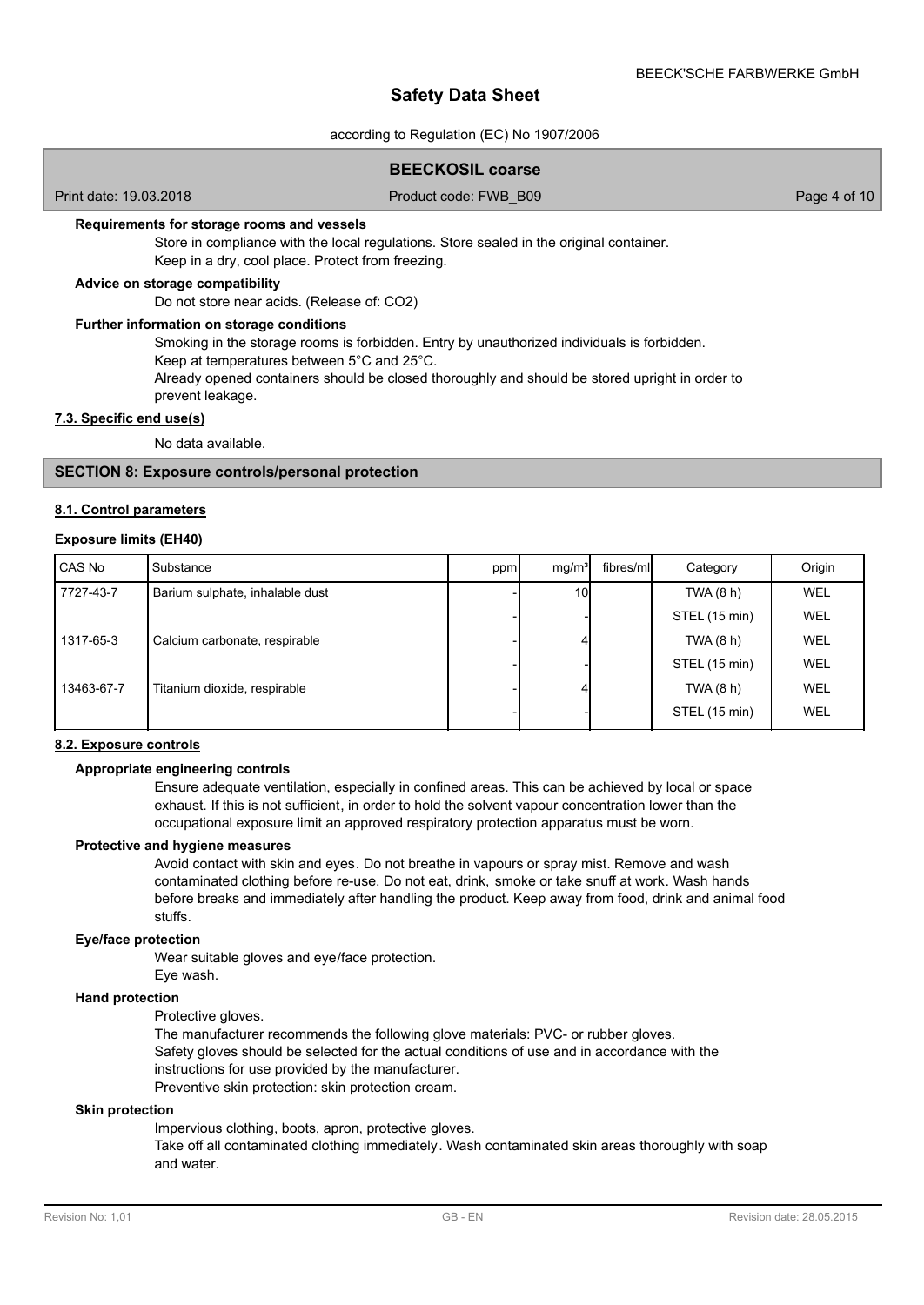#### Requirements for storage rooms and vessels

Store in compliance with the local regulations. Store sealed in the original container.
Keep in a dry, cool place. Protect from freezing.

#### Advice on storage compatibility

Do not store near acids. (Release of: $CO_2$)

#### Further information on storage conditions

Smoking in the storage rooms is forbidden. Entry by unauthorized individuals is forbidden.
Keep at temperatures between 5°C and 25°C.
Already opened containers should be closed thoroughly and should be stored upright in order to prevent leakage.

### 7.3. Specific end use(s)

No data available.

## SECTION 8: Exposure controls/personal protection

### 8.1. Control parameters

#### Exposure limits (EH40)

| CAS No | Substance | ppm | mg/m³ | fibres/ml | Category | Origin |
|---|---|---|---|---|---|---|
| 7727-43-7 | Barium sulphate, inhalable dust | - | 10 | | TWA (8 h) | WEL |
| | | - | - | | STEL (15 min) | WEL |
| 1317-65-3 | Calcium carbonate, respirable | - | 4 | | TWA (8 h) | WEL |
| | | - | - | | STEL (15 min) | WEL |
| 13463-67-7 | Titanium dioxide, respirable | - | 4 | | TWA (8 h) | WEL |
| | | - | - | | STEL (15 min) | WEL |

### 8.2. Exposure controls

#### Appropriate engineering controls

Ensure adequate ventilation, especially in confined areas. This can be achieved by local or space exhaust. If this is not sufficient, in order to hold the solvent vapour concentration lower than the occupational exposure limit an approved respiratory protection apparatus must be worn.

#### Protective and hygiene measures

Avoid contact with skin and eyes. Do not breathe in vapours or spray mist. Remove and wash contaminated clothing before re-use. Do not eat, drink, smoke or take snuff at work. Wash hands before breaks and immediately after handling the product. Keep away from food, drink and animal food stuffs.

#### Eye/face protection

Wear suitable gloves and eye/face protection.
Eye wash.

#### Hand protection

Protective gloves.
The manufacturer recommends the following glove materials: PVC- or rubber gloves.
Safety gloves should be selected for the actual conditions of use and in accordance with the instructions for use provided by the manufacturer.
Preventive skin protection: skin protection cream.

#### Skin protection

Impervious clothing, boots, apron, protective gloves.
Take off all contaminated clothing immediately. Wash contaminated skin areas thoroughly with soap and water.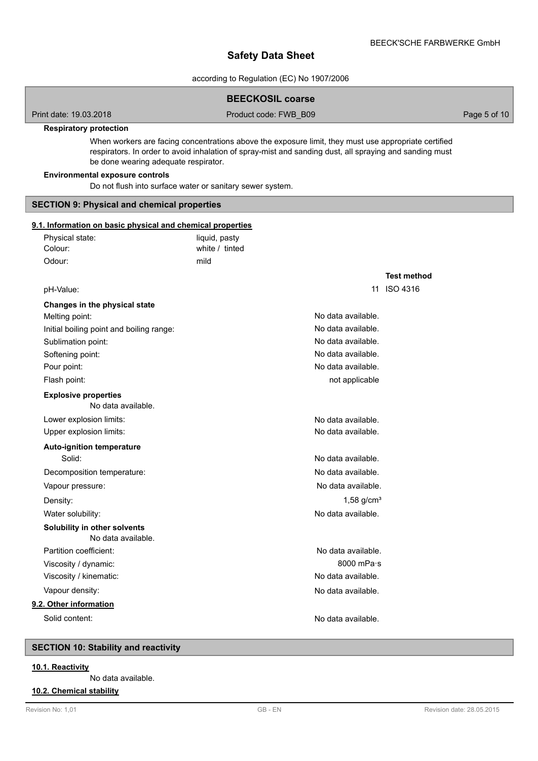**Respiratory protection**

When workers are facing concentrations above the exposure limit, they must use appropriate certified respirators. In order to avoid inhalation of spray-mist and sanding dust, all spraying and sanding must be done wearing adequate respirator.

**Environmental exposure controls**

Do not flush into surface water or sanitary sewer system.

## SECTION 9: Physical and chemical properties

### 9.1. Information on basic physical and chemical properties

| | | |
|---|---|---|
| Physical state: | liquid, pasty | |
| Colour: | white / tinted | |
| Odour: | mild | |
| | | **Test method** |
| pH-Value: | 11 | ISO 4316 |

**Changes in the physical state**

| | | |
|---|---|---|
| Melting point: | No data available. | |
| Initial boiling point and boiling range: | No data available. | |
| Sublimation point: | No data available. | |
| Softening point: | No data available. | |
| Pour point: | No data available. | |
| Flash point: | not applicable | |

**Explosive properties**

No data available.

| | | |
|---|---|---|
| Lower explosion limits: | No data available. | |
| Upper explosion limits: | No data available. | |

**Auto-ignition temperature**

| | | |
|---|---|---|
| Solid: | No data available. | |
| Decomposition temperature: | No data available. | |
| Vapour pressure: | No data available. | |
| Density: | 1,58 g/cm³ | |
| Water solubility: | No data available. | |

**Solubility in other solvents**

No data available.

| | | |
|---|---|---|
| Partition coefficient: | No data available. | |
| Viscosity / dynamic: | 8000 mPa·s | |
| Viscosity / kinematic: | No data available. | |
| Vapour density: | No data available. | |

### 9.2. Other information

| | | |
|---|---|---|
| Solid content: | No data available. | |

## SECTION 10: Stability and reactivity

### 10.1. Reactivity

No data available.

### 10.2. Chemical stability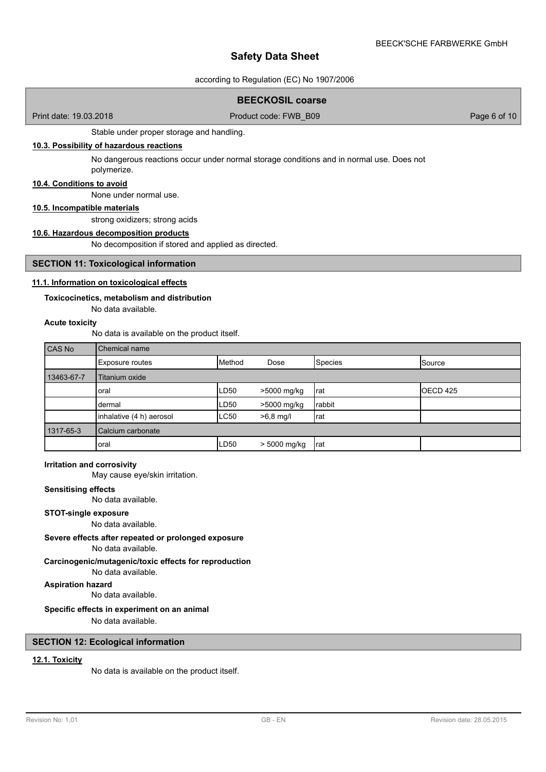Stable under proper storage and handling.

### 10.3. Possibility of hazardous reactions

No dangerous reactions occur under normal storage conditions and in normal use. Does not polymerize.

### 10.4. Conditions to avoid

None under normal use.

### 10.5. Incompatible materials

strong oxidizers; strong acids

### 10.6. Hazardous decomposition products

No decomposition if stored and applied as directed.

## SECTION 11: Toxicological information

### 11.1. Information on toxicological effects

**Toxicocinetics, metabolism and distribution**

No data available.

**Acute toxicity**

No data is available on the product itself.

| CAS No | Chemical name | | | | |
|---|---|---|---|---|---|
| | Exposure routes | Method | Dose | Species | Source |
| 13463-67-7 | Titanium oxide | | | | |
| | oral | LD50 | >5000 mg/kg | rat | OECD 425 |
| | dermal | LD50 | >5000 mg/kg | rabbit | |
| | inhalative (4 h) aerosol | LC50 | >6,8 mg/l | rat | |
| 1317-65-3 | Calcium carbonate | | | | |
| | oral | LD50 | > 5000 mg/kg | rat | |

**Irritation and corrosivity**

May cause eye/skin irritation.

**Sensitising effects**

No data available.

**STOT-single exposure**

No data available.

**Severe effects after repeated or prolonged exposure**

No data available.

**Carcinogenic/mutagenic/toxic effects for reproduction**

No data available.

**Aspiration hazard**

No data available.

**Specific effects in experiment on an animal**

No data available.

## SECTION 12: Ecological information

### 12.1. Toxicity

No data is available on the product itself.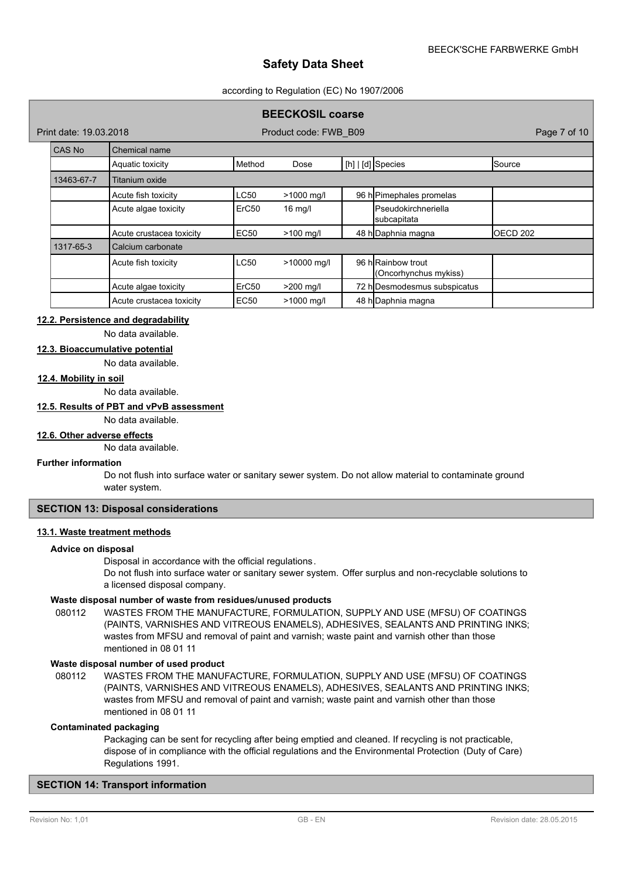| CAS No | Chemical name | | | | | |
|---|---|---|---|---|---|---|
| | Aquatic toxicity | Method | Dose | [h] \| [d] | Species | Source |
| 13463-67-7 | Titanium oxide | | | | | |
| | Acute fish toxicity | LC50 | >1000 mg/l | 96 h | Pimephales promelas | |
| | Acute algae toxicity | ErC50 | 16 mg/l | | Pseudokirchneriella subcapitata | |
| | Acute crustacea toxicity | EC50 | >100 mg/l | 48 h | Daphnia magna | OECD 202 |
| 1317-65-3 | Calcium carbonate | | | | | |
| | Acute fish toxicity | LC50 | >10000 mg/l | 96 h | Rainbow trout (Oncorhynchus mykiss) | |
| | Acute algae toxicity | ErC50 | >200 mg/l | 72 h | Desmodesmus subspicatus | |
| | Acute crustacea toxicity | EC50 | >1000 mg/l | 48 h | Daphnia magna | |

### 12.2. Persistence and degradability

No data available.

### 12.3. Bioaccumulative potential

No data available.

### 12.4. Mobility in soil

No data available.

### 12.5. Results of PBT and vPvB assessment

No data available.

### 12.6. Other adverse effects

No data available.

**Further information**

Do not flush into surface water or sanitary sewer system. Do not allow material to contaminate ground water system.

## SECTION 13: Disposal considerations

### 13.1. Waste treatment methods

**Advice on disposal**

Disposal in accordance with the official regulations.
Do not flush into surface water or sanitary sewer system. Offer surplus and non-recyclable solutions to a licensed disposal company.

**Waste disposal number of waste from residues/unused products**

080112 WASTES FROM THE MANUFACTURE, FORMULATION, SUPPLY AND USE (MFSU) OF COATINGS (PAINTS, VARNISHES AND VITREOUS ENAMELS), ADHESIVES, SEALANTS AND PRINTING INKS; wastes from MFSU and removal of paint and varnish; waste paint and varnish other than those mentioned in 08 01 11

**Waste disposal number of used product**

080112 WASTES FROM THE MANUFACTURE, FORMULATION, SUPPLY AND USE (MFSU) OF COATINGS (PAINTS, VARNISHES AND VITREOUS ENAMELS), ADHESIVES, SEALANTS AND PRINTING INKS; wastes from MFSU and removal of paint and varnish; waste paint and varnish other than those mentioned in 08 01 11

**Contaminated packaging**

Packaging can be sent for recycling after being emptied and cleaned. If recycling is not practicable, dispose of in compliance with the official regulations and the Environmental Protection (Duty of Care) Regulations 1991.

## SECTION 14: Transport information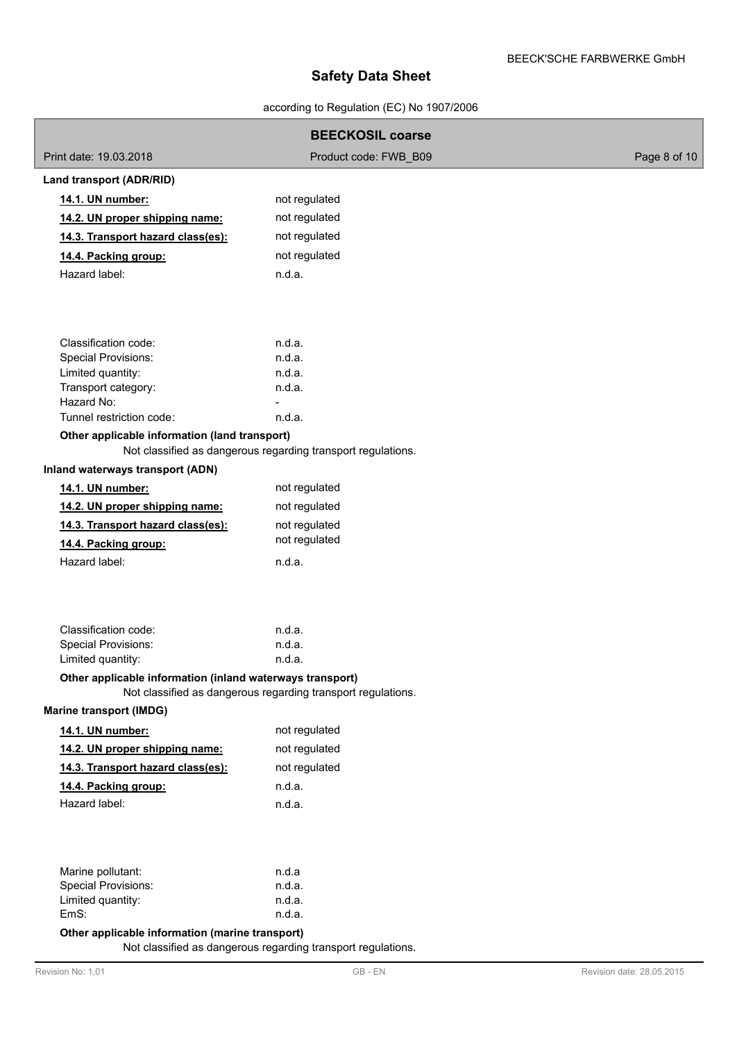**Land transport (ADR/RID)**

| | |
|---|---|
| **14.1. UN number:** | not regulated |
| **14.2. UN proper shipping name:** | not regulated |
| **14.3. Transport hazard class(es):** | not regulated |
| **14.4. Packing group:** | not regulated |
| Hazard label: | n.d.a. |

| | |
|---|---|
| Classification code: | n.d.a. |
| Special Provisions: | n.d.a. |
| Limited quantity: | n.d.a. |
| Transport category: | n.d.a. |
| Hazard No: | - |
| Tunnel restriction code: | n.d.a. |

**Other applicable information (land transport)**

Not classified as dangerous regarding transport regulations.

**Inland waterways transport (ADN)**

| | |
|---|---|
| **14.1. UN number:** | not regulated |
| **14.2. UN proper shipping name:** | not regulated |
| **14.3. Transport hazard class(es):** | not regulated |
| **14.4. Packing group:** | not regulated |
| Hazard label: | n.d.a. |

| | |
|---|---|
| Classification code: | n.d.a. |
| Special Provisions: | n.d.a. |
| Limited quantity: | n.d.a. |

**Other applicable information (inland waterways transport)**

Not classified as dangerous regarding transport regulations.

**Marine transport (IMDG)**

| | |
|---|---|
| **14.1. UN number:** | not regulated |
| **14.2. UN proper shipping name:** | not regulated |
| **14.3. Transport hazard class(es):** | not regulated |
| **14.4. Packing group:** | n.d.a. |
| Hazard label: | n.d.a. |

| | |
|---|---|
| Marine pollutant: | n.d.a |
| Special Provisions: | n.d.a. |
| Limited quantity: | n.d.a. |
| EmS: | n.d.a. |

**Other applicable information (marine transport)**

Not classified as dangerous regarding transport regulations.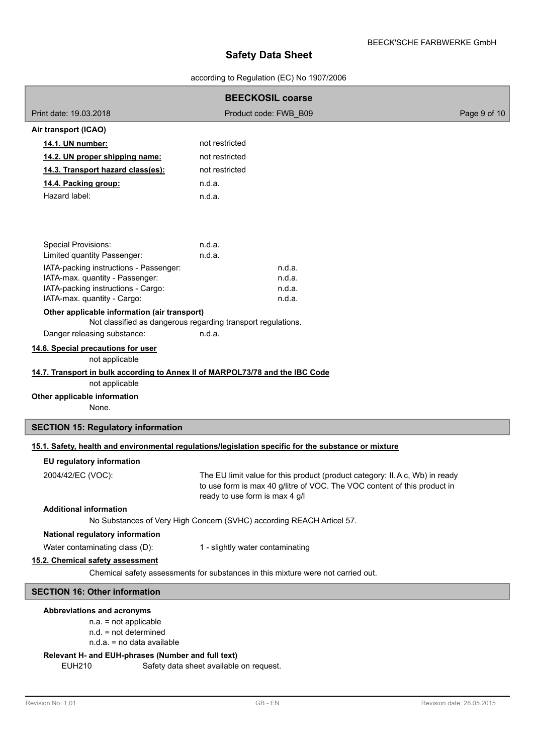**Air transport (ICAO)**

| | |
|---|---|
| **14.1. UN number:** | not restricted |
| **14.2. UN proper shipping name:** | not restricted |
| **14.3. Transport hazard class(es):** | not restricted |
| **14.4. Packing group:** | n.d.a. |
| Hazard label: | n.d.a. |

| | |
|---|---|
| Special Provisions: | n.d.a. |
| Limited quantity Passenger: | n.d.a. |
| IATA-packing instructions - Passenger: | n.d.a. |
| IATA-max. quantity - Passenger: | n.d.a. |
| IATA-packing instructions - Cargo: | n.d.a. |
| IATA-max. quantity - Cargo: | n.d.a. |

**Other applicable information (air transport)**

Not classified as dangerous regarding transport regulations.

Danger releasing substance: n.d.a.

**14.6. Special precautions for user**

not applicable

**14.7. Transport in bulk according to Annex II of MARPOL73/78 and the IBC Code**

not applicable

**Other applicable information**

None.

## SECTION 15: Regulatory information

**15.1. Safety, health and environmental regulations/legislation specific for the substance or mixture**

**EU regulatory information**

2004/42/EC (VOC): The EU limit value for this product (product category: II. A c, Wb) in ready to use form is max 40 g/litre of VOC. The VOC content of this product in ready to use form is max 4 g/l

**Additional information**

No Substances of Very High Concern (SVHC) according REACH Articel 57.

**National regulatory information**

Water contaminating class (D): 1 - slightly water contaminating

**15.2. Chemical safety assessment**

Chemical safety assessments for substances in this mixture were not carried out.

## SECTION 16: Other information

**Abbreviations and acronyms**

n.a. = not applicable
n.d. = not determined
n.d.a. = no data available

**Relevant H- and EUH-phrases (Number and full text)**

EUH210 Safety data sheet available on request.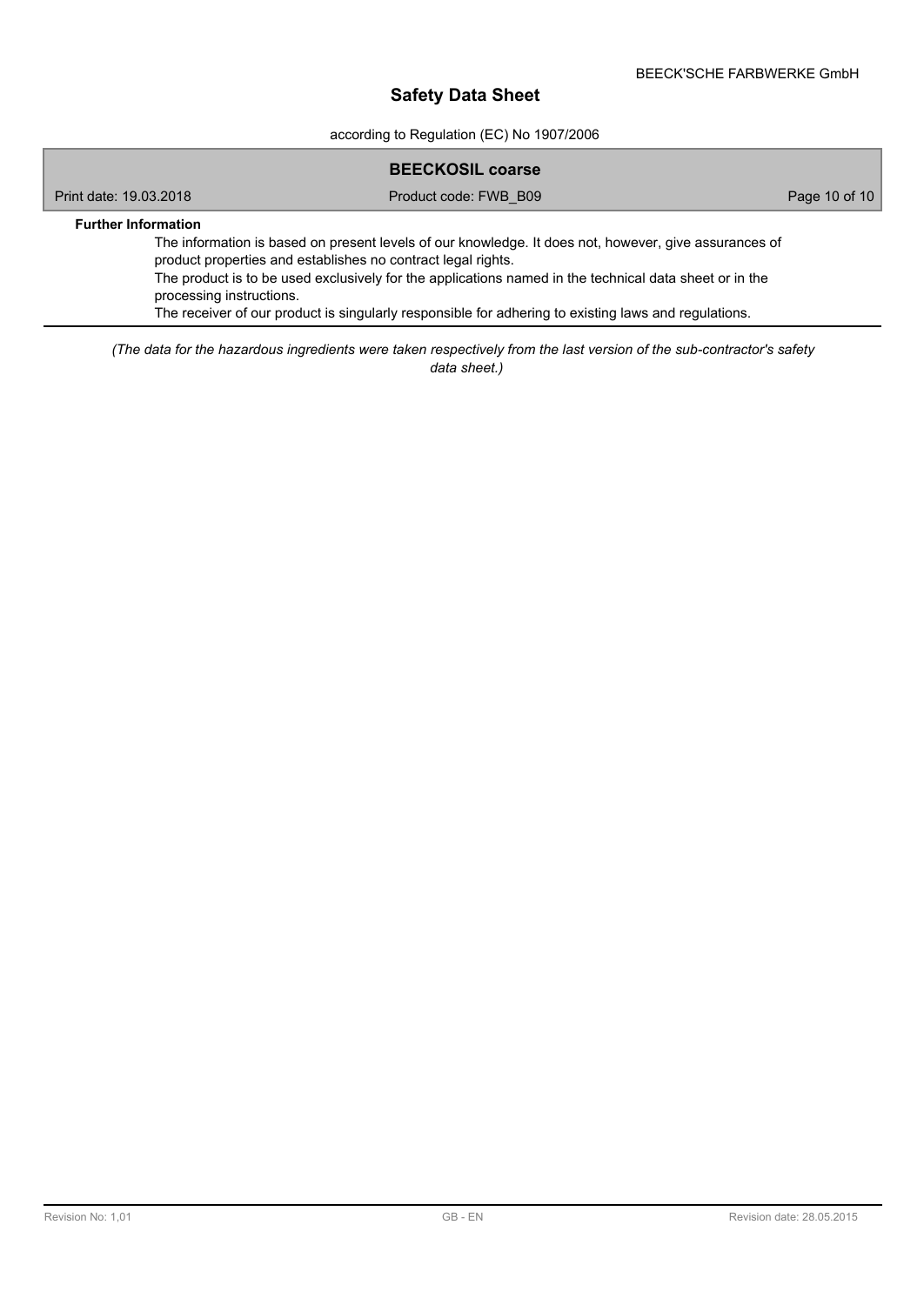**Further Information**

The information is based on present levels of our knowledge. It does not, however, give assurances of product properties and establishes no contract legal rights.
The product is to be used exclusively for the applications named in the technical data sheet or in the processing instructions.
The receiver of our product is singularly responsible for adhering to existing laws and regulations.

---

*(The data for the hazardous ingredients were taken respectively from the last version of the sub-contractor's safety data sheet.)*